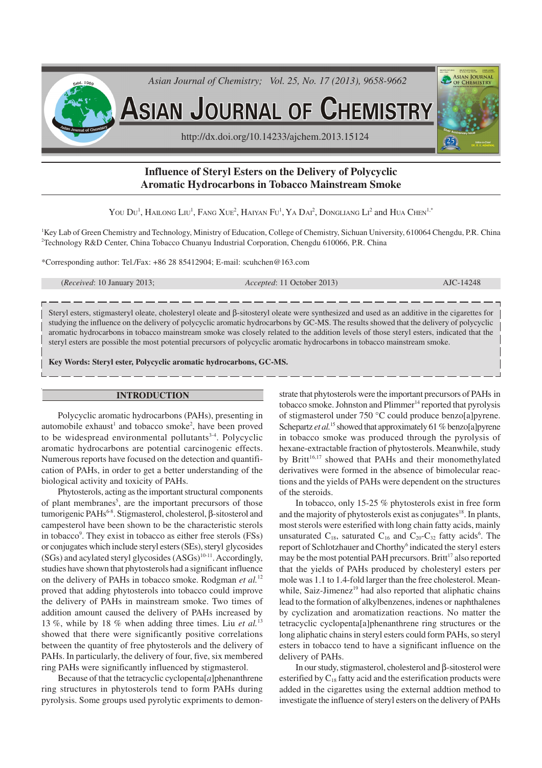# Influence of Steryl Esters on the Delivery of Polycyclic Aromatic Hydrocarbons in Tobacco Mainstream Smoke

YOU DU[1], HAILONG LIU[1], FANG XUE[2], HAIYAN FU[1], YA DAI[2], DONGLIANG LI[2] and HUA CHEN[1,*]

[1]Key Lab of Green Chemistry and Technology, Ministry of Education, College of Chemistry, Sichuan University, 610064 Chengdu, P.R. China
[2]Technology R&D Center, China Tobacco Chuanyu Industrial Corporation, Chengdu 610066, P.R. China

*Corresponding author: Tel./Fax: +86 28 85412904; E-mail: scuhchen@163.com

(*Received*: 10 January 2013; *Accepted*: 11 October 2013) AJC-14248

Steryl esters, stigmasteryl oleate, cholesteryl oleate and β-sitosteryl oleate were synthesized and used as an additive in the cigarettes for studying the influence on the delivery of polycyclic aromatic hydrocarbons by GC-MS. The results showed that the delivery of polycyclic aromatic hydrocarbons in tobacco mainstream smoke was closely related to the addition levels of those steryl esters, indicated that the steryl esters are possible the most potential precursors of polycyclic aromatic hydrocarbons in tobacco mainstream smoke.

**Key Words: Steryl ester, Polycyclic aromatic hydrocarbons, GC-MS.**

## INTRODUCTION

Polycyclic aromatic hydrocarbons (PAHs), presenting in automobile exhaust[1] and tobacco smoke[2], have been proved to be widespread environmental pollutants[3-4]. Polycyclic aromatic hydrocarbons are potential carcinogenic effects. Numerous reports have focused on the detection and quantification of PAHs, in order to get a better understanding of the biological activity and toxicity of PAHs.

Phytosterols, acting as the important structural components of plant membranes[5], are the important precursors of those tumorigenic PAHs[6-8]. Stigmasterol, cholesterol, β-sitosterol and campesterol have been shown to be the characteristic sterols in tobacco[9]. They exist in tobacco as either free sterols (FSs) or conjugates which include steryl esters (SEs), steryl glycosides (SGs) and acylated steryl glycosides (ASGs)[10-11]. Accordingly, studies have shown that phytosterols had a significant influence on the delivery of PAHs in tobacco smoke. Rodgman *et al.*[12] proved that adding phytosterols into tobacco could improve the delivery of PAHs in mainstream smoke. Two times of addition amount caused the delivery of PAHs increased by 13 %, while by 18 % when adding three times. Liu *et al.*[13] showed that there were significantly positive correlations between the quantity of free phytosterols and the delivery of PAHs. In particular, the delivery of four, five, six membered ring PAHs were significantly influenced by stigmasterol.

Because of that the tetracyclic cyclopenta[*a*]phenanthrene ring structures in phytosterols tend to form PAHs during pyrolysis. Some groups used pyrolytic expriments to demonstrate that phytosterols were the important precursors of PAHs in tobacco smoke. Johnston and Plimmer[14] reported that pyrolysis of stigmasterol under 750 °C could produce benzo[a]pyrene. Schepartz *et al.*[15] showed that approximately 61 % benzo[a]pyrene in tobacco smoke was produced through the pyrolysis of hexane-extractable fraction of phytosterols. Meanwhile, study by Britt[16,17] showed that PAHs and their monomethylated derivatives were formed in the absence of bimolecular reactions and the yields of PAHs were dependent on the structures of the steroids.

In tobacco, only 15-25 % phytosterols exist in free form and the majority of phytosterols exist as conjugates[18]. In plants, most sterols were esterified with long chain fatty acids, mainly unsaturated $C_{18}$, saturated $C_{16}$ and $C_{20}$-$C_{32}$ fatty acids[6]. The report of Schlotzhauer and Chorthy[6] indicated the steryl esters may be the most potential PAH precursors. Britt[17] also reported that the yields of PAHs produced by cholesteryl esters per mole was 1.1 to 1.4-fold larger than the free cholesterol. Meanwhile, Saiz-Jimenez[19] had also reported that aliphatic chains lead to the formation of alkylbenzenes, indenes or naphthalenes by cyclization and aromatization reactions. No matter the tetracyclic cyclopenta[a]phenanthrene ring structures or the long aliphatic chains in steryl esters could form PAHs, so steryl esters in tobacco tend to have a significant influence on the delivery of PAHs.

In our study, stigmasterol, cholesterol and β-sitosterol were esterified by $C_{18}$ fatty acid and the esterification products were added in the cigarettes using the external addtion method to investigate the influence of steryl esters on the delivery of PAHs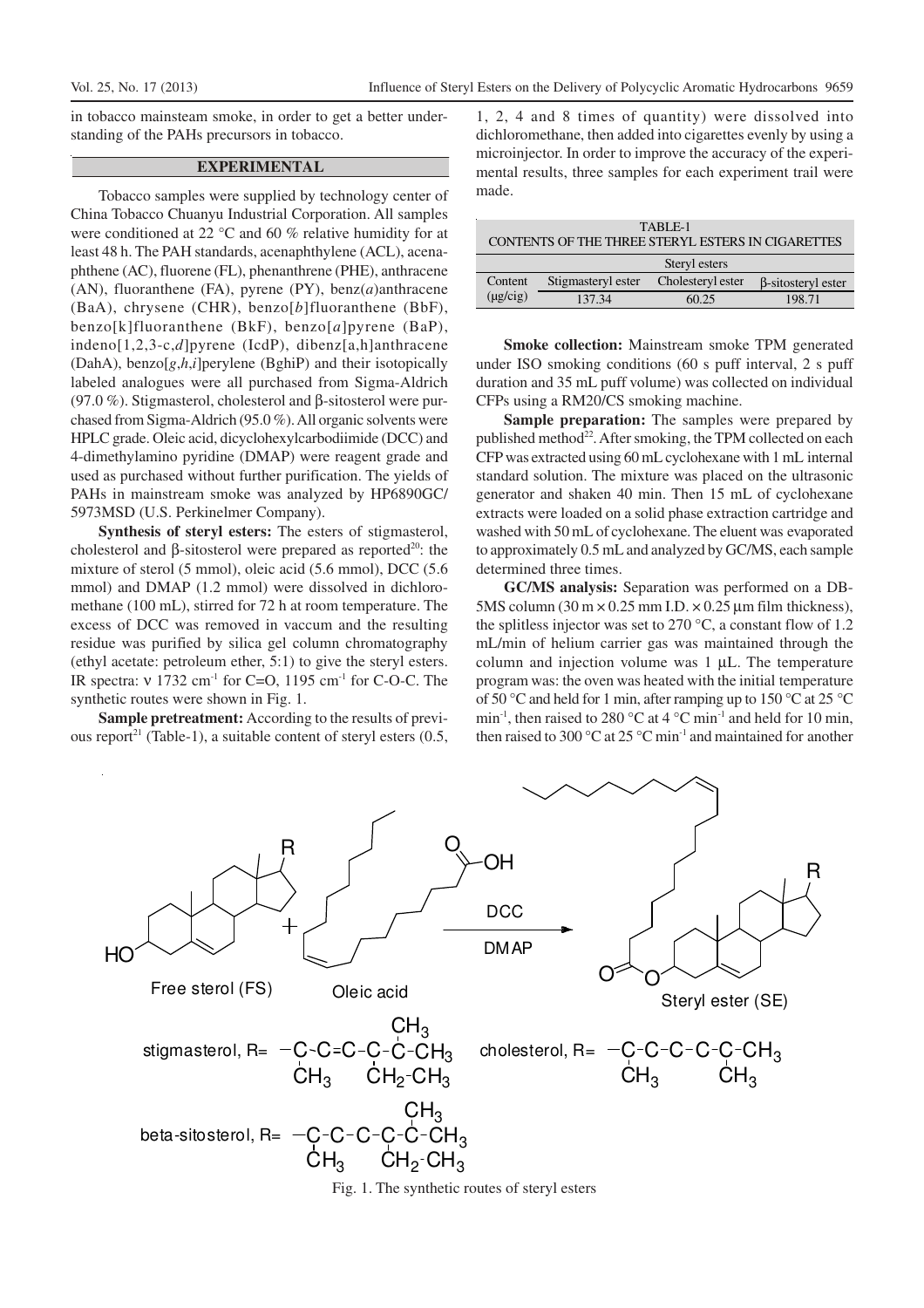in tobacco mainsteam smoke, in order to get a better understanding of the PAHs precursors in tobacco.

## EXPERIMENTAL

Tobacco samples were supplied by technology center of China Tobacco Chuanyu Industrial Corporation. All samples were conditioned at 22 °C and 60 % relative humidity for at least 48 h. The PAH standards, acenaphthylene (ACL), acenaphthene (AC), fluorene (FL), phenanthrene (PHE), anthracene (AN), fluoranthene (FA), pyrene (PY), benz(*a*)anthracene (BaA), chrysene (CHR), benzo[*b*]fluoranthene (BbF), benzo[k]fluoranthene (BkF), benzo[*a*]pyrene (BaP), indeno[1,2,3-c,*d*]pyrene (IcdP), dibenz[a,h]anthracene (DahA), benzo[*g*,*h*,*i*]perylene (BghiP) and their isotopically labeled analogues were all purchased from Sigma-Aldrich (97.0 %). Stigmasterol, cholesterol and β-sitosterol were purchased from Sigma-Aldrich (95.0 %). All organic solvents were HPLC grade. Oleic acid, dicyclohexylcarbodiimide (DCC) and 4-dimethylamino pyridine (DMAP) were reagent grade and used as purchased without further purification. The yields of PAHs in mainstream smoke was analyzed by HP6890GC/5973MSD (U.S. Perkinelmer Company).

**Synthesis of steryl esters:** The esters of stigmasterol, cholesterol and β-sitosterol were prepared as reported[20]: the mixture of sterol (5 mmol), oleic acid (5.6 mmol), DCC (5.6 mmol) and DMAP (1.2 mmol) were dissolved in dichloromethane (100 mL), stirred for 72 h at room temperature. The excess of DCC was removed in vaccum and the resulting residue was purified by silica gel column chromatography (ethyl acetate: petroleum ether, 5:1) to give the steryl esters. IR spectra: ν 1732 $cm^{-1}$ for C=O, 1195 $cm^{-1}$ for C-O-C. The synthetic routes were shown in Fig. 1.

**Sample pretreatment:** According to the results of previous report[21] (Table-1), a suitable content of steryl esters (0.5, 1, 2, 4 and 8 times of quantity) were dissolved into dichloromethane, then added into cigarettes evenly by using a microinjector. In order to improve the accuracy of the experimental results, three samples for each experiment trail were made.

TABLE-1
CONTENTS OF THE THREE STERYL ESTERS IN CIGARETTES

| Content (μg/cig) | Steryl esters | | |
|---|---|---|---|
| | Stigmasteryl ester | Cholesteryl ester | β-sitosteryl ester |
| | 137.34 | 60.25 | 198.71 |

**Smoke collection:** Mainstream smoke TPM generated under ISO smoking conditions (60 s puff interval, 2 s puff duration and 35 mL puff volume) was collected on individual CFPs using a RM20/CS smoking machine.

**Sample preparation:** The samples were prepared by published method[22]. After smoking, the TPM collected on each CFP was extracted using 60 mL cyclohexane with 1 mL internal standard solution. The mixture was placed on the ultrasonic generator and shaken 40 min. Then 15 mL of cyclohexane extracts were loaded on a solid phase extraction cartridge and washed with 50 mL of cyclohexane. The eluent was evaporated to approximately 0.5 mL and analyzed by GC/MS, each sample determined three times.

**GC/MS analysis:** Separation was performed on a DB-5MS column (30 m × 0.25 mm I.D. × 0.25 μm film thickness), the splitless injector was set to 270 °C, a constant flow of 1.2 mL/min of helium carrier gas was maintained through the column and injection volume was 1 μL. The temperature program was: the oven was heated with the initial temperature of 50 °C and held for 1 min, after ramping up to 150 °C at 25 °C $min^{-1}$, then raised to 280 °C at 4 °C $min^{-1}$ and held for 10 min, then raised to 300 °C at 25 °C $min^{-1}$ and maintained for another

Free sterol (FS) + Oleic acid —DCC, DMAP→ Steryl ester (SE)

stigmasterol, R= −C(CH3)−C=C−C(CH2−CH3)−C(CH3)−CH3    cholesterol, R= −C(CH3)−C−C−C−C(CH3)−CH3

beta-sitosterol, R= −C(CH3)−C−C−C(CH2−CH3)−C(CH3)−CH3

Fig. 1. The synthetic routes of steryl esters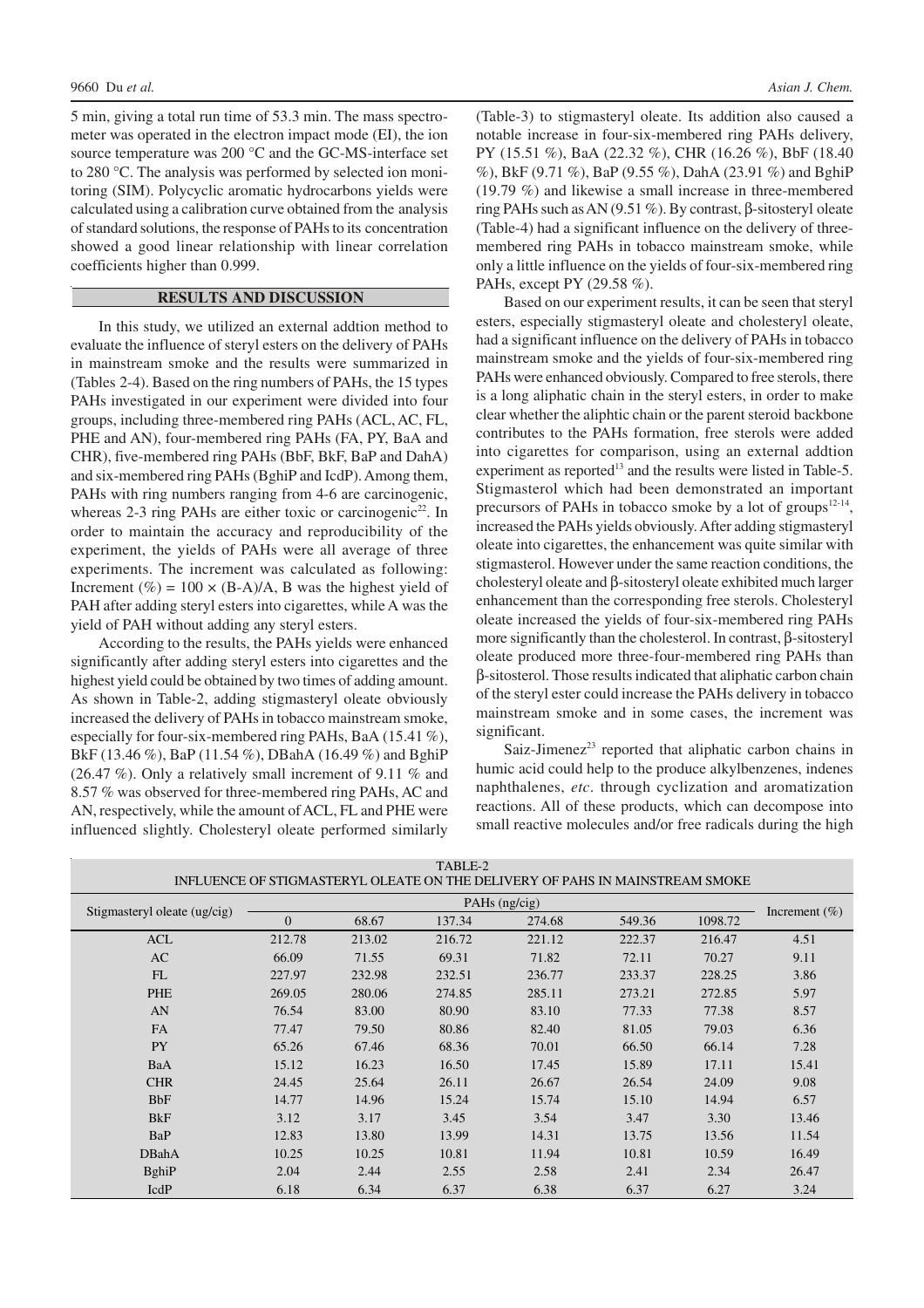5 min, giving a total run time of 53.3 min. The mass spectrometer was operated in the electron impact mode (EI), the ion source temperature was 200 °C and the GC-MS-interface set to 280 °C. The analysis was performed by selected ion monitoring (SIM). Polycyclic aromatic hydrocarbons yields were calculated using a calibration curve obtained from the analysis of standard solutions, the response of PAHs to its concentration showed a good linear relationship with linear correlation coefficients higher than 0.999.

## RESULTS AND DISCUSSION

In this study, we utilized an external addtion method to evaluate the influence of steryl esters on the delivery of PAHs in mainstream smoke and the results were summarized in (Tables 2-4). Based on the ring numbers of PAHs, the 15 types PAHs investigated in our experiment were divided into four groups, including three-membered ring PAHs (ACL, AC, FL, PHE and AN), four-membered ring PAHs (FA, PY, BaA and CHR), five-membered ring PAHs (BbF, BkF, BaP and DahA) and six-membered ring PAHs (BghiP and IcdP). Among them, PAHs with ring numbers ranging from 4-6 are carcinogenic, whereas 2-3 ring PAHs are either toxic or carcinogenic[22]. In order to maintain the accuracy and reproducibility of the experiment, the yields of PAHs were all average of three experiments. The increment was calculated as following: Increment (%) = 100 × (B-A)/A, B was the highest yield of PAH after adding steryl esters into cigarettes, while A was the yield of PAH without adding any steryl esters.

According to the results, the PAHs yields were enhanced significantly after adding steryl esters into cigarettes and the highest yield could be obtained by two times of adding amount. As shown in Table-2, adding stigmasteryl oleate obviously increased the delivery of PAHs in tobacco mainstream smoke, especially for four-six-membered ring PAHs, BaA (15.41 %), BkF (13.46 %), BaP (11.54 %), DBahA (16.49 %) and BghiP (26.47 %). Only a relatively small increment of 9.11 % and 8.57 % was observed for three-membered ring PAHs, AC and AN, respectively, while the amount of ACL, FL and PHE were influenced slightly. Cholesteryl oleate performed similarly (Table-3) to stigmasteryl oleate. Its addition also caused a notable increase in four-six-membered ring PAHs delivery, PY (15.51 %), BaA (22.32 %), CHR (16.26 %), BbF (18.40 %), BkF (9.71 %), BaP (9.55 %), DahA (23.91 %) and BghiP (19.79 %) and likewise a small increase in three-membered ring PAHs such as AN (9.51 %). By contrast, β-sitosteryl oleate (Table-4) had a significant influence on the delivery of three-membered ring PAHs in tobacco mainstream smoke, while only a little influence on the yields of four-six-membered ring PAHs, except PY (29.58 %).

Based on our experiment results, it can be seen that steryl esters, especially stigmasteryl oleate and cholesteryl oleate, had a significant influence on the delivery of PAHs in tobacco mainstream smoke and the yields of four-six-membered ring PAHs were enhanced obviously. Compared to free sterols, there is a long aliphatic chain in the steryl esters, in order to make clear whether the aliphtic chain or the parent steroid backbone contributes to the PAHs formation, free sterols were added into cigarettes for comparison, using an external addtion experiment as reported[13] and the results were listed in Table-5. Stigmasterol which had been demonstrated an important precursors of PAHs in tobacco smoke by a lot of groups[12-14], increased the PAHs yields obviously. After adding stigmasteryl oleate into cigarettes, the enhancement was quite similar with stigmasterol. However under the same reaction conditions, the cholesteryl oleate and β-sitosteryl oleate exhibited much larger enhancement than the corresponding free sterols. Cholesteryl oleate increased the yields of four-six-membered ring PAHs more significantly than the cholesterol. In contrast, β-sitosteryl oleate produced more three-four-membered ring PAHs than β-sitosterol. Those results indicated that aliphatic carbon chain of the steryl ester could increase the PAHs delivery in tobacco mainstream smoke and in some cases, the increment was significant.

Saiz-Jimenez[23] reported that aliphatic carbon chains in humic acid could help to the produce alkylbenzenes, indenes naphthalenes, *etc.* through cyclization and aromatization reactions. All of these products, which can decompose into small reactive molecules and/or free radicals during the high

TABLE-2
INFLUENCE OF STIGMASTERYL OLEATE ON THE DELIVERY OF PAHS IN MAINSTREAM SMOKE

| Stigmasteryl oleate (ug/cig) | PAHs (ng/cig) | | | | | | Increment (%) |
|---|---|---|---|---|---|---|---|
| | 0 | 68.67 | 137.34 | 274.68 | 549.36 | 1098.72 | |
| ACL | 212.78 | 213.02 | 216.72 | 221.12 | 222.37 | 216.47 | 4.51 |
| AC | 66.09 | 71.55 | 69.31 | 71.82 | 72.11 | 70.27 | 9.11 |
| FL | 227.97 | 232.98 | 232.51 | 236.77 | 233.37 | 228.25 | 3.86 |
| PHE | 269.05 | 280.06 | 274.85 | 285.11 | 273.21 | 272.85 | 5.97 |
| AN | 76.54 | 83.00 | 80.90 | 83.10 | 77.33 | 77.38 | 8.57 |
| FA | 77.47 | 79.50 | 80.86 | 82.40 | 81.05 | 79.03 | 6.36 |
| PY | 65.26 | 67.46 | 68.36 | 70.01 | 66.50 | 66.14 | 7.28 |
| BaA | 15.12 | 16.23 | 16.50 | 17.45 | 15.89 | 17.11 | 15.41 |
| CHR | 24.45 | 25.64 | 26.11 | 26.67 | 26.54 | 24.09 | 9.08 |
| BbF | 14.77 | 14.96 | 15.24 | 15.74 | 15.10 | 14.94 | 6.57 |
| BkF | 3.12 | 3.17 | 3.45 | 3.54 | 3.47 | 3.30 | 13.46 |
| BaP | 12.83 | 13.80 | 13.99 | 14.31 | 13.75 | 13.56 | 11.54 |
| DBahA | 10.25 | 10.25 | 10.81 | 11.94 | 10.81 | 10.59 | 16.49 |
| BghiP | 2.04 | 2.44 | 2.55 | 2.58 | 2.41 | 2.34 | 26.47 |
| IcdP | 6.18 | 6.34 | 6.37 | 6.38 | 6.37 | 6.27 | 3.24 |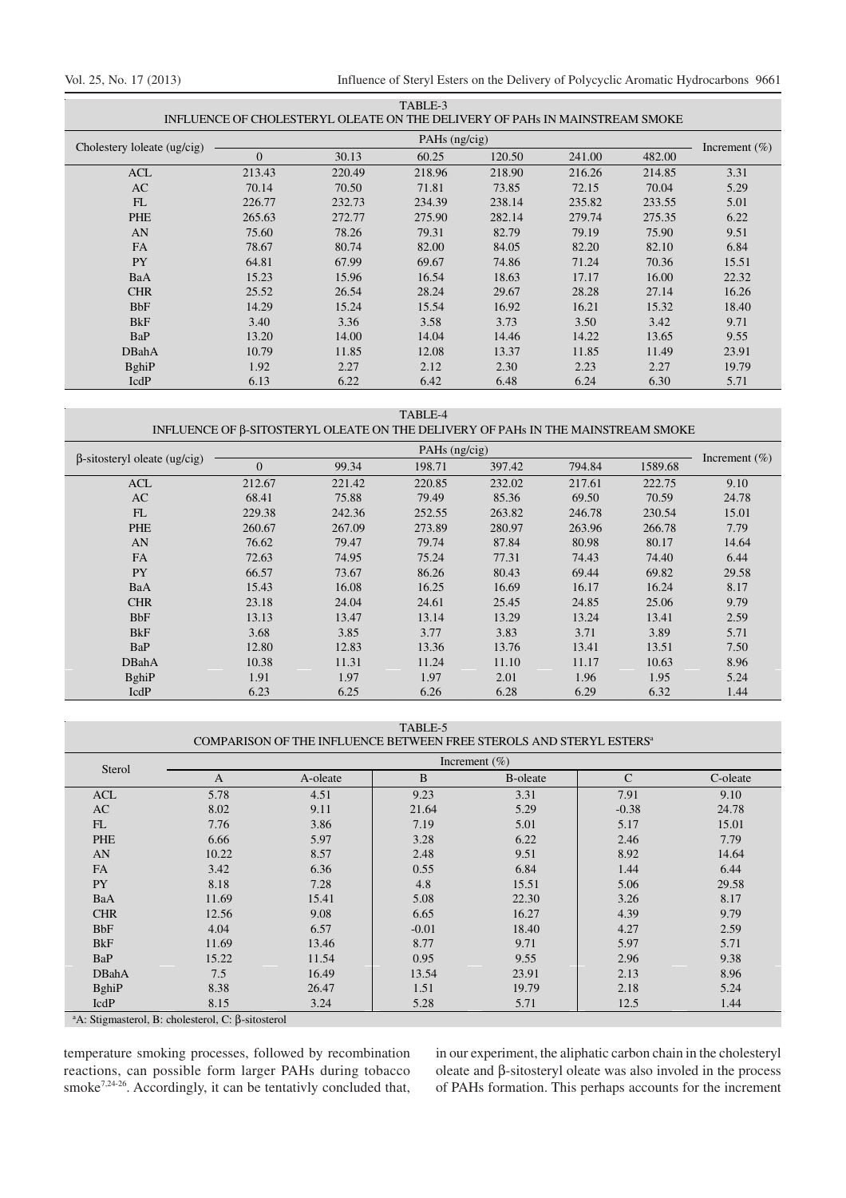TABLE-3
INFLUENCE OF CHOLESTERYL OLEATE ON THE DELIVERY OF PAHs IN MAINSTREAM SMOKE

| Cholestery loleate (ug/cig) | PAHs (ng/cig) | | | | | | Increment (%) |
|---|---|---|---|---|---|---|---|
| | 0 | 30.13 | 60.25 | 120.50 | 241.00 | 482.00 | |
| ACL | 213.43 | 220.49 | 218.96 | 218.90 | 216.26 | 214.85 | 3.31 |
| AC | 70.14 | 70.50 | 71.81 | 73.85 | 72.15 | 70.04 | 5.29 |
| FL | 226.77 | 232.73 | 234.39 | 238.14 | 235.82 | 233.55 | 5.01 |
| PHE | 265.63 | 272.77 | 275.90 | 282.14 | 279.74 | 275.35 | 6.22 |
| AN | 75.60 | 78.26 | 79.31 | 82.79 | 79.19 | 75.90 | 9.51 |
| FA | 78.67 | 80.74 | 82.00 | 84.05 | 82.20 | 82.10 | 6.84 |
| PY | 64.81 | 67.99 | 69.67 | 74.86 | 71.24 | 70.36 | 15.51 |
| BaA | 15.23 | 15.96 | 16.54 | 18.63 | 17.17 | 16.00 | 22.32 |
| CHR | 25.52 | 26.54 | 28.24 | 29.67 | 28.28 | 27.14 | 16.26 |
| BbF | 14.29 | 15.24 | 15.54 | 16.92 | 16.21 | 15.32 | 18.40 |
| BkF | 3.40 | 3.36 | 3.58 | 3.73 | 3.50 | 3.42 | 9.71 |
| BaP | 13.20 | 14.00 | 14.04 | 14.46 | 14.22 | 13.65 | 9.55 |
| DBahA | 10.79 | 11.85 | 12.08 | 13.37 | 11.85 | 11.49 | 23.91 |
| BghiP | 1.92 | 2.27 | 2.12 | 2.30 | 2.23 | 2.27 | 19.79 |
| IcdP | 6.13 | 6.22 | 6.42 | 6.48 | 6.24 | 6.30 | 5.71 |

TABLE-4
INFLUENCE OF β-SITOSTERYL OLEATE ON THE DELIVERY OF PAHs IN THE MAINSTREAM SMOKE

| β-sitosteryl oleate (ug/cig) | PAHs (ng/cig) | | | | | | Increment (%) |
|---|---|---|---|---|---|---|---|
| | 0 | 99.34 | 198.71 | 397.42 | 794.84 | 1589.68 | |
| ACL | 212.67 | 221.42 | 220.85 | 232.02 | 217.61 | 222.75 | 9.10 |
| AC | 68.41 | 75.88 | 79.49 | 85.36 | 69.50 | 70.59 | 24.78 |
| FL | 229.38 | 242.36 | 252.55 | 263.82 | 246.78 | 230.54 | 15.01 |
| PHE | 260.67 | 267.09 | 273.89 | 280.97 | 263.96 | 266.78 | 7.79 |
| AN | 76.62 | 79.47 | 79.74 | 87.84 | 80.98 | 80.17 | 14.64 |
| FA | 72.63 | 74.95 | 75.24 | 77.31 | 74.43 | 74.40 | 6.44 |
| PY | 66.57 | 73.67 | 86.26 | 80.43 | 69.44 | 69.82 | 29.58 |
| BaA | 15.43 | 16.08 | 16.25 | 16.69 | 16.17 | 16.24 | 8.17 |
| CHR | 23.18 | 24.04 | 24.61 | 25.45 | 24.85 | 25.06 | 9.79 |
| BbF | 13.13 | 13.47 | 13.14 | 13.29 | 13.24 | 13.41 | 2.59 |
| BkF | 3.68 | 3.85 | 3.77 | 3.83 | 3.71 | 3.89 | 5.71 |
| BaP | 12.80 | 12.83 | 13.36 | 13.76 | 13.41 | 13.51 | 7.50 |
| DBahA | 10.38 | 11.31 | 11.24 | 11.10 | 11.17 | 10.63 | 8.96 |
| BghiP | 1.91 | 1.97 | 1.97 | 2.01 | 1.96 | 1.95 | 5.24 |
| IcdP | 6.23 | 6.25 | 6.26 | 6.28 | 6.29 | 6.32 | 1.44 |

TABLE-5
COMPARISON OF THE INFLUENCE BETWEEN FREE STEROLS AND STERYL ESTERS[a]

| Sterol | Increment (%) | | | | | |
|---|---|---|---|---|---|---|
| | A | A-oleate | B | B-oleate | C | C-oleate |
| ACL | 5.78 | 4.51 | 9.23 | 3.31 | 7.91 | 9.10 |
| AC | 8.02 | 9.11 | 21.64 | 5.29 | -0.38 | 24.78 |
| FL | 7.76 | 3.86 | 7.19 | 5.01 | 5.17 | 15.01 |
| PHE | 6.66 | 5.97 | 3.28 | 6.22 | 2.46 | 7.79 |
| AN | 10.22 | 8.57 | 2.48 | 9.51 | 8.92 | 14.64 |
| FA | 3.42 | 6.36 | 0.55 | 6.84 | 1.44 | 6.44 |
| PY | 8.18 | 7.28 | 4.8 | 15.51 | 5.06 | 29.58 |
| BaA | 11.69 | 15.41 | 5.08 | 22.30 | 3.26 | 8.17 |
| CHR | 12.56 | 9.08 | 6.65 | 16.27 | 4.39 | 9.79 |
| BbF | 4.04 | 6.57 | -0.01 | 18.40 | 4.27 | 2.59 |
| BkF | 11.69 | 13.46 | 8.77 | 9.71 | 5.97 | 5.71 |
| BaP | 15.22 | 11.54 | 0.95 | 9.55 | 2.96 | 9.38 |
| DBahA | 7.5 | 16.49 | 13.54 | 23.91 | 2.13 | 8.96 |
| BghiP | 8.38 | 26.47 | 1.51 | 19.79 | 2.18 | 5.24 |
| IcdP | 8.15 | 3.24 | 5.28 | 5.71 | 12.5 | 1.44 |

[a]A: Stigmasterol, B: cholesterol, C: β-sitosterol

temperature smoking processes, followed by recombination reactions, can possible form larger PAHs during tobacco smoke[7,24-26]. Accordingly, it can be tentativly concluded that, in our experiment, the aliphatic carbon chain in the cholesteryl oleate and β-sitosteryl oleate was also involed in the process of PAHs formation. This perhaps accounts for the increment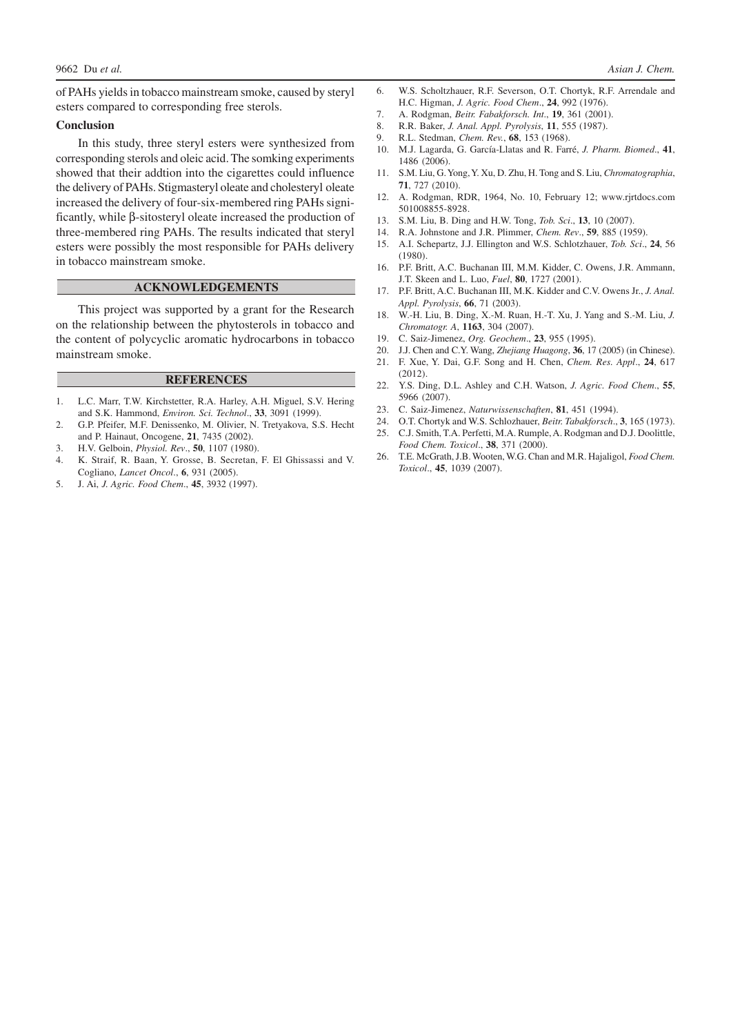of PAHs yields in tobacco mainstream smoke, caused by steryl esters compared to corresponding free sterols.

### Conclusion

In this study, three steryl esters were synthesized from corresponding sterols and oleic acid. The somking experiments showed that their addtion into the cigarettes could influence the delivery of PAHs. Stigmasteryl oleate and cholesteryl oleate increased the delivery of four-six-membered ring PAHs significantly, while β-sitosteryl oleate increased the production of three-membered ring PAHs. The results indicated that steryl esters were possibly the most responsible for PAHs delivery in tobacco mainstream smoke.

## ACKNOWLEDGEMENTS

This project was supported by a grant for the Research on the relationship between the phytosterols in tobacco and the content of polycyclic aromatic hydrocarbons in tobacco mainstream smoke.

## REFERENCES

1. L.C. Marr, T.W. Kirchstetter, R.A. Harley, A.H. Miguel, S.V. Hering and S.K. Hammond, *Environ. Sci. Technol*., **33**, 3091 (1999).
2. G.P. Pfeifer, M.F. Denissenko, M. Olivier, N. Tretyakova, S.S. Hecht and P. Hainaut, Oncogene, **21**, 7435 (2002).
3. H.V. Gelboin, *Physiol. Rev*., **50**, 1107 (1980).
4. K. Straif, R. Baan, Y. Grosse, B. Secretan, F. El Ghissassi and V. Cogliano, *Lancet Oncol*., **6**, 931 (2005).
5. J. Ai, *J. Agric. Food Chem*., **45**, 3932 (1997).
6. W.S. Scholtzhauer, R.F. Severson, O.T. Chortyk, R.F. Arrendale and H.C. Higman, *J. Agric. Food Chem*., **24**, 992 (1976).
7. A. Rodgman, *Beitr. Fabakforsch. Int*., **19**, 361 (2001).
8. R.R. Baker, *J. Anal. Appl. Pyrolysis*, **11**, 555 (1987).
9. R.L. Stedman, *Chem. Rev.*, **68**, 153 (1968).
10. M.J. Lagarda, G. García-Llatas and R. Farré, *J. Pharm. Biomed*., **41**, 1486 (2006).
11. S.M. Liu, G. Yong, Y. Xu, D. Zhu, H. Tong and S. Liu, *Chromatographia*, **71**, 727 (2010).
12. A. Rodgman, RDR, 1964, No. 10, February 12; www.rjrtdocs.com 501008855-8928.
13. S.M. Liu, B. Ding and H.W. Tong, *Tob. Sci*., **13**, 10 (2007).
14. R.A. Johnstone and J.R. Plimmer, *Chem. Rev*., **59**, 885 (1959).
15. A.I. Schepartz, J.J. Ellington and W.S. Schlotzhauer, *Tob. Sci*., **24**, 56 (1980).
16. P.F. Britt, A.C. Buchanan III, M.M. Kidder, C. Owens, J.R. Ammann, J.T. Skeen and L. Luo, *Fuel*, **80**, 1727 (2001).
17. P.F. Britt, A.C. Buchanan III, M.K. Kidder and C.V. Owens Jr., *J. Anal. Appl. Pyrolysis*, **66**, 71 (2003).
18. W.-H. Liu, B. Ding, X.-M. Ruan, H.-T. Xu, J. Yang and S.-M. Liu, *J. Chromatogr. A*, **1163**, 304 (2007).
19. C. Saiz-Jimenez, *Org. Geochem*., **23**, 955 (1995).
20. J.J. Chen and C.Y. Wang, *Zhejiang Huagong*, **36**, 17 (2005) (in Chinese).
21. F. Xue, Y. Dai, G.F. Song and H. Chen, *Chem. Res. Appl*., **24**, 617 (2012).
22. Y.S. Ding, D.L. Ashley and C.H. Watson, *J. Agric. Food Chem*., **55**, 5966 (2007).
23. C. Saiz-Jimenez, *Naturwissenschaften*, **81**, 451 (1994).
24. O.T. Chortyk and W.S. Schlozhauer, *Beitr. Tabakforsch*., **3**, 165 (1973).
25. C.J. Smith, T.A. Perfetti, M.A. Rumple, A. Rodgman and D.J. Doolittle, *Food Chem. Toxicol*., **38**, 371 (2000).
26. T.E. McGrath, J.B. Wooten, W.G. Chan and M.R. Hajaligol, *Food Chem. Toxicol*., **45**, 1039 (2007).